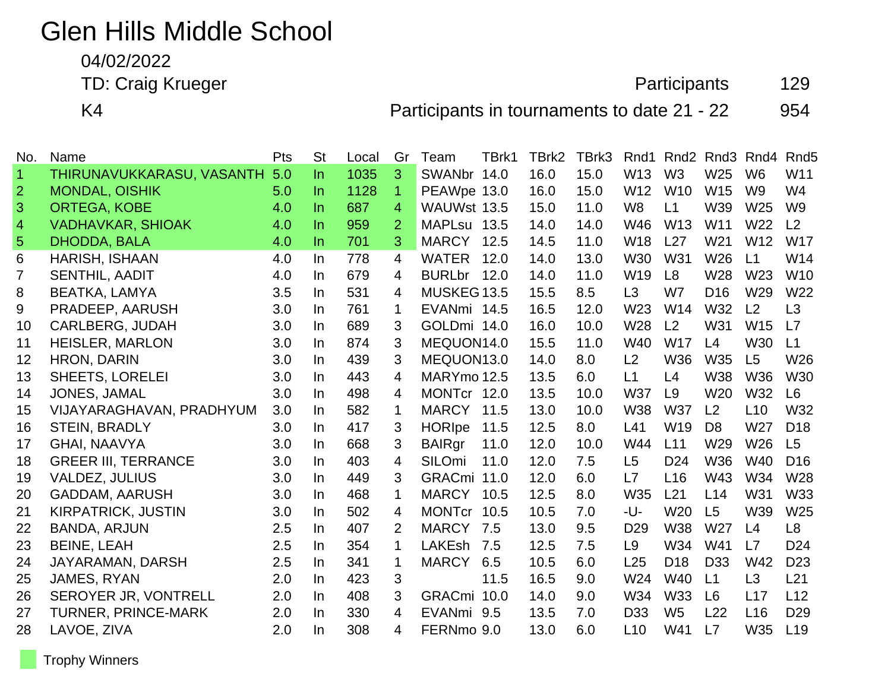# Glen Hills Middle School

04/02/2022

TD: Craig Krueger

K4

Participants 129

Participants in tournaments to date 21 - 22 954

| No. | Name | Pts | St | Local | Gr | Team | TBrk1 | TBrk2 | TBrk3 | Rnd1 | Rnd2 | Rnd3 | Rnd4 | Rnd5 |
|---|---|---|---|---|---|---|---|---|---|---|---|---|---|---|
| 1 | THIRUNAVUKKARASU, VASANTH | 5.0 | In | 1035 | 3 | SWANbr | 14.0 | 16.0 | 15.0 | W13 | W3 | W25 | W6 | W11 |
| 2 | MONDAL, OISHIK | 5.0 | In | 1128 | 1 | PEAWpe | 13.0 | 16.0 | 15.0 | W12 | W10 | W15 | W9 | W4 |
| 3 | ORTEGA, KOBE | 4.0 | In | 687 | 4 | WAUWst | 13.5 | 15.0 | 11.0 | W8 | L1 | W39 | W25 | W9 |
| 4 | VADHAVKAR, SHIOAK | 4.0 | In | 959 | 2 | MAPLsu | 13.5 | 14.0 | 14.0 | W46 | W13 | W11 | W22 | L2 |
| 5 | DHODDA, BALA | 4.0 | In | 701 | 3 | MARCY | 12.5 | 14.5 | 11.0 | W18 | L27 | W21 | W12 | W17 |
| 6 | HARISH, ISHAAN | 4.0 | In | 778 | 4 | WATER | 12.0 | 14.0 | 13.0 | W30 | W31 | W26 | L1 | W14 |
| 7 | SENTHIL, AADIT | 4.0 | In | 679 | 4 | BURLbr | 12.0 | 14.0 | 11.0 | W19 | L8 | W28 | W23 | W10 |
| 8 | BEATKA, LAMYA | 3.5 | In | 531 | 4 | MUSKEG | 13.5 | 15.5 | 8.5 | L3 | W7 | D16 | W29 | W22 |
| 9 | PRADEEP, AARUSH | 3.0 | In | 761 | 1 | EVANmi | 14.5 | 16.5 | 12.0 | W23 | W14 | W32 | L2 | L3 |
| 10 | CARLBERG, JUDAH | 3.0 | In | 689 | 3 | GOLDmi | 14.0 | 16.0 | 10.0 | W28 | L2 | W31 | W15 | L7 |
| 11 | HEISLER, MARLON | 3.0 | In | 874 | 3 | MEQUON | 14.0 | 15.5 | 11.0 | W40 | W17 | L4 | W30 | L1 |
| 12 | HRON, DARIN | 3.0 | In | 439 | 3 | MEQUON | 13.0 | 14.0 | 8.0 | L2 | W36 | W35 | L5 | W26 |
| 13 | SHEETS, LORELEI | 3.0 | In | 443 | 4 | MARYmo | 12.5 | 13.5 | 6.0 | L1 | L4 | W38 | W36 | W30 |
| 14 | JONES, JAMAL | 3.0 | In | 498 | 4 | MONTcr | 12.0 | 13.5 | 10.0 | W37 | L9 | W20 | W32 | L6 |
| 15 | VIJAYARAGHAVAN, PRADHYUM | 3.0 | In | 582 | 1 | MARCY | 11.5 | 13.0 | 10.0 | W38 | W37 | L2 | L10 | W32 |
| 16 | STEIN, BRADLY | 3.0 | In | 417 | 3 | HORIpe | 11.5 | 12.5 | 8.0 | L41 | W19 | D8 | W27 | D18 |
| 17 | GHAI, NAAVYA | 3.0 | In | 668 | 3 | BAIRgr | 11.0 | 12.0 | 10.0 | W44 | L11 | W29 | W26 | L5 |
| 18 | GREER III, TERRANCE | 3.0 | In | 403 | 4 | SILOmi | 11.0 | 12.0 | 7.5 | L5 | D24 | W36 | W40 | D16 |
| 19 | VALDEZ, JULIUS | 3.0 | In | 449 | 3 | GRACmi | 11.0 | 12.0 | 6.0 | L7 | L16 | W43 | W34 | W28 |
| 20 | GADDAM, AARUSH | 3.0 | In | 468 | 1 | MARCY | 10.5 | 12.5 | 8.0 | W35 | L21 | L14 | W31 | W33 |
| 21 | KIRPATRICK, JUSTIN | 3.0 | In | 502 | 4 | MONTcr | 10.5 | 10.5 | 7.0 | -U- | W20 | L5 | W39 | W25 |
| 22 | BANDA, ARJUN | 2.5 | In | 407 | 2 | MARCY | 7.5 | 13.0 | 9.5 | D29 | W38 | W27 | L4 | L8 |
| 23 | BEINE, LEAH | 2.5 | In | 354 | 1 | LAKEsh | 7.5 | 12.5 | 7.5 | L9 | W34 | W41 | L7 | D24 |
| 24 | JAYARAMAN, DARSH | 2.5 | In | 341 | 1 | MARCY | 6.5 | 10.5 | 6.0 | L25 | D18 | D33 | W42 | D23 |
| 25 | JAMES, RYAN | 2.0 | In | 423 | 3 | | 11.5 | 16.5 | 9.0 | W24 | W40 | L1 | L3 | L21 |
| 26 | SEROYER JR, VONTRELL | 2.0 | In | 408 | 3 | GRACmi | 10.0 | 14.0 | 9.0 | W34 | W33 | L6 | L17 | L12 |
| 27 | TURNER, PRINCE-MARK | 2.0 | In | 330 | 4 | EVANmi | 9.5 | 13.5 | 7.0 | D33 | W5 | L22 | L16 | D29 |
| 28 | LAVOE, ZIVA | 2.0 | In | 308 | 4 | FERNmo | 9.0 | 13.0 | 6.0 | L10 | W41 | L7 | W35 | L19 |

Trophy Winners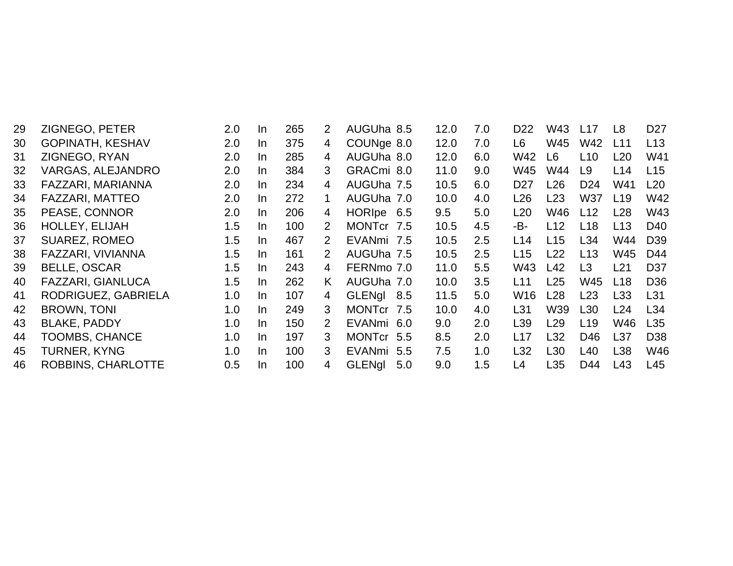| | | | | | | | | | | | | | | |
|---|---|---|---|---|---|---|---|---|---|---|---|---|---|---|
| 29 | ZIGNEGO, PETER | 2.0 | In | 265 | 2 | AUGUha | 8.5 | 12.0 | 7.0 | D22 | W43 | L17 | L8 | D27 |
| 30 | GOPINATH, KESHAV | 2.0 | In | 375 | 4 | COUNge | 8.0 | 12.0 | 7.0 | L6 | W45 | W42 | L11 | L13 |
| 31 | ZIGNEGO, RYAN | 2.0 | In | 285 | 4 | AUGUha | 8.0 | 12.0 | 6.0 | W42 | L6 | L10 | L20 | W41 |
| 32 | VARGAS, ALEJANDRO | 2.0 | In | 384 | 3 | GRACmi | 8.0 | 11.0 | 9.0 | W45 | W44 | L9 | L14 | L15 |
| 33 | FAZZARI, MARIANNA | 2.0 | In | 234 | 4 | AUGUha | 7.5 | 10.5 | 6.0 | D27 | L26 | D24 | W41 | L20 |
| 34 | FAZZARI, MATTEO | 2.0 | In | 272 | 1 | AUGUha | 7.0 | 10.0 | 4.0 | L26 | L23 | W37 | L19 | W42 |
| 35 | PEASE, CONNOR | 2.0 | In | 206 | 4 | HORIpe | 6.5 | 9.5 | 5.0 | L20 | W46 | L12 | L28 | W43 |
| 36 | HOLLEY, ELIJAH | 1.5 | In | 100 | 2 | MONTcr | 7.5 | 10.5 | 4.5 | -B- | L12 | L18 | L13 | D40 |
| 37 | SUAREZ, ROMEO | 1.5 | In | 467 | 2 | EVANmi | 7.5 | 10.5 | 2.5 | L14 | L15 | L34 | W44 | D39 |
| 38 | FAZZARI, VIVIANNA | 1.5 | In | 161 | 2 | AUGUha | 7.5 | 10.5 | 2.5 | L15 | L22 | L13 | W45 | D44 |
| 39 | BELLE, OSCAR | 1.5 | In | 243 | 4 | FERNmo | 7.0 | 11.0 | 5.5 | W43 | L42 | L3 | L21 | D37 |
| 40 | FAZZARI, GIANLUCA | 1.5 | In | 262 | K | AUGUha | 7.0 | 10.0 | 3.5 | L11 | L25 | W45 | L18 | D36 |
| 41 | RODRIGUEZ, GABRIELA | 1.0 | In | 107 | 4 | GLENgl | 8.5 | 11.5 | 5.0 | W16 | L28 | L23 | L33 | L31 |
| 42 | BROWN, TONI | 1.0 | In | 249 | 3 | MONTcr | 7.5 | 10.0 | 4.0 | L31 | W39 | L30 | L24 | L34 |
| 43 | BLAKE, PADDY | 1.0 | In | 150 | 2 | EVANmi | 6.0 | 9.0 | 2.0 | L39 | L29 | L19 | W46 | L35 |
| 44 | TOOMBS, CHANCE | 1.0 | In | 197 | 3 | MONTcr | 5.5 | 8.5 | 2.0 | L17 | L32 | D46 | L37 | D38 |
| 45 | TURNER, KYNG | 1.0 | In | 100 | 3 | EVANmi | 5.5 | 7.5 | 1.0 | L32 | L30 | L40 | L38 | W46 |
| 46 | ROBBINS, CHARLOTTE | 0.5 | In | 100 | 4 | GLENgl | 5.0 | 9.0 | 1.5 | L4 | L35 | D44 | L43 | L45 |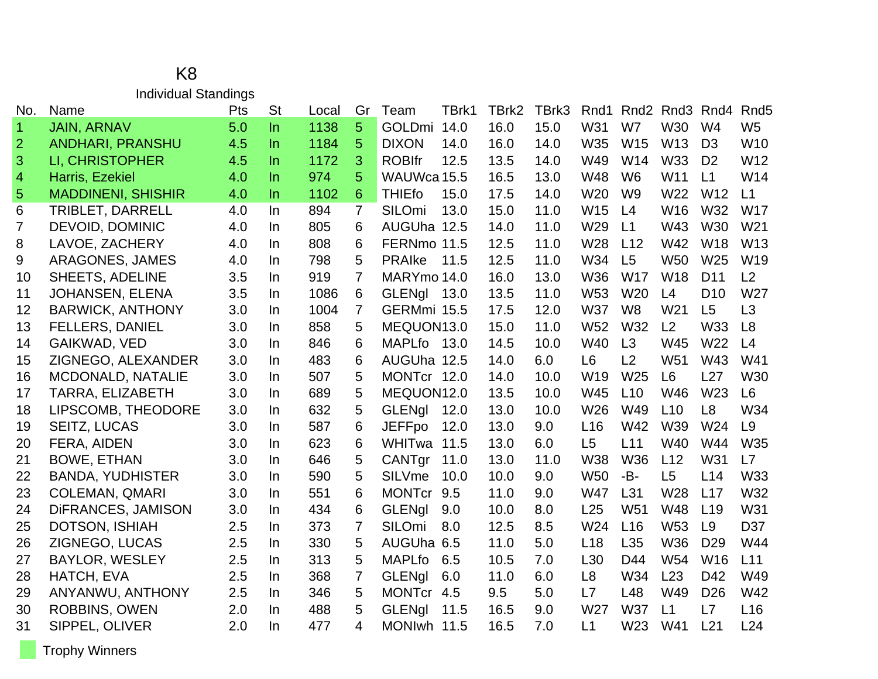# K8

## Individual Standings

| No. | Name | Pts | St | Local | Gr | Team | TBrk1 | TBrk2 | TBrk3 | Rnd1 | Rnd2 | Rnd3 | Rnd4 | Rnd5 |
|---|---|---|---|---|---|---|---|---|---|---|---|---|---|---|
| 1 | JAIN, ARNAV | 5.0 | In | 1138 | 5 | GOLDmi | 14.0 | 16.0 | 15.0 | W31 | W7 | W30 | W4 | W5 |
| 2 | ANDHARI, PRANSHU | 4.5 | In | 1184 | 5 | DIXON | 14.0 | 16.0 | 14.0 | W35 | W15 | W13 | D3 | W10 |
| 3 | LI, CHRISTOPHER | 4.5 | In | 1172 | 3 | ROBIfr | 12.5 | 13.5 | 14.0 | W49 | W14 | W33 | D2 | W12 |
| 4 | Harris, Ezekiel | 4.0 | In | 974 | 5 | WAUWca | 15.5 | 16.5 | 13.0 | W48 | W6 | W11 | L1 | W14 |
| 5 | MADDINENI, SHISHIR | 4.0 | In | 1102 | 6 | THIEfo | 15.0 | 17.5 | 14.0 | W20 | W9 | W22 | W12 | L1 |
| 6 | TRIBLET, DARRELL | 4.0 | In | 894 | 7 | SILOmi | 13.0 | 15.0 | 11.0 | W15 | L4 | W16 | W32 | W17 |
| 7 | DEVOID, DOMINIC | 4.0 | In | 805 | 6 | AUGUha | 12.5 | 14.0 | 11.0 | W29 | L1 | W43 | W30 | W21 |
| 8 | LAVOE, ZACHERY | 4.0 | In | 808 | 6 | FERNmo | 11.5 | 12.5 | 11.0 | W28 | L12 | W42 | W18 | W13 |
| 9 | ARAGONES, JAMES | 4.0 | In | 798 | 5 | PRAIke | 11.5 | 12.5 | 11.0 | W34 | L5 | W50 | W25 | W19 |
| 10 | SHEETS, ADELINE | 3.5 | In | 919 | 7 | MARYmo | 14.0 | 16.0 | 13.0 | W36 | W17 | W18 | D11 | L2 |
| 11 | JOHANSEN, ELENA | 3.5 | In | 1086 | 6 | GLENgl | 13.0 | 13.5 | 11.0 | W53 | W20 | L4 | D10 | W27 |
| 12 | BARWICK, ANTHONY | 3.0 | In | 1004 | 7 | GERMmi | 15.5 | 17.5 | 12.0 | W37 | W8 | W21 | L5 | L3 |
| 13 | FELLERS, DANIEL | 3.0 | In | 858 | 5 | MEQUON | 13.0 | 15.0 | 11.0 | W52 | W32 | L2 | W33 | L8 |
| 14 | GAIKWAD, VED | 3.0 | In | 846 | 6 | MAPLfo | 13.0 | 14.5 | 10.0 | W40 | L3 | W45 | W22 | L4 |
| 15 | ZIGNEGO, ALEXANDER | 3.0 | In | 483 | 6 | AUGUha | 12.5 | 14.0 | 6.0 | L6 | L2 | W51 | W43 | W41 |
| 16 | MCDONALD, NATALIE | 3.0 | In | 507 | 5 | MONTcr | 12.0 | 14.0 | 10.0 | W19 | W25 | L6 | L27 | W30 |
| 17 | TARRA, ELIZABETH | 3.0 | In | 689 | 5 | MEQUON | 12.0 | 13.5 | 10.0 | W45 | L10 | W46 | W23 | L6 |
| 18 | LIPSCOMB, THEODORE | 3.0 | In | 632 | 5 | GLENgl | 12.0 | 13.0 | 10.0 | W26 | W49 | L10 | L8 | W34 |
| 19 | SEITZ, LUCAS | 3.0 | In | 587 | 6 | JEFFpo | 12.0 | 13.0 | 9.0 | L16 | W42 | W39 | W24 | L9 |
| 20 | FERA, AIDEN | 3.0 | In | 623 | 6 | WHITwa | 11.5 | 13.0 | 6.0 | L5 | L11 | W40 | W44 | W35 |
| 21 | BOWE, ETHAN | 3.0 | In | 646 | 5 | CANTgr | 11.0 | 13.0 | 11.0 | W38 | W36 | L12 | W31 | L7 |
| 22 | BANDA, YUDHISTER | 3.0 | In | 590 | 5 | SILVme | 10.0 | 10.0 | 9.0 | W50 | -B- | L5 | L14 | W33 |
| 23 | COLEMAN, QMARI | 3.0 | In | 551 | 6 | MONTcr | 9.5 | 11.0 | 9.0 | W47 | L31 | W28 | L17 | W32 |
| 24 | DiFRANCES, JAMISON | 3.0 | In | 434 | 6 | GLENgl | 9.0 | 10.0 | 8.0 | L25 | W51 | W48 | L19 | W31 |
| 25 | DOTSON, ISHIAH | 2.5 | In | 373 | 7 | SILOmi | 8.0 | 12.5 | 8.5 | W24 | L16 | W53 | L9 | D37 |
| 26 | ZIGNEGO, LUCAS | 2.5 | In | 330 | 5 | AUGUha | 6.5 | 11.0 | 5.0 | L18 | L35 | W36 | D29 | W44 |
| 27 | BAYLOR, WESLEY | 2.5 | In | 313 | 5 | MAPLfo | 6.5 | 10.5 | 7.0 | L30 | D44 | W54 | W16 | L11 |
| 28 | HATCH, EVA | 2.5 | In | 368 | 7 | GLENgl | 6.0 | 11.0 | 6.0 | L8 | W34 | L23 | D42 | W49 |
| 29 | ANYANWU, ANTHONY | 2.5 | In | 346 | 5 | MONTcr | 4.5 | 9.5 | 5.0 | L7 | L48 | W49 | D26 | W42 |
| 30 | ROBBINS, OWEN | 2.0 | In | 488 | 5 | GLENgl | 11.5 | 16.5 | 9.0 | W27 | W37 | L1 | L7 | L16 |
| 31 | SIPPEL, OLIVER | 2.0 | In | 477 | 4 | MONIwh | 11.5 | 16.5 | 7.0 | L1 | W23 | W41 | L21 | L24 |

Trophy Winners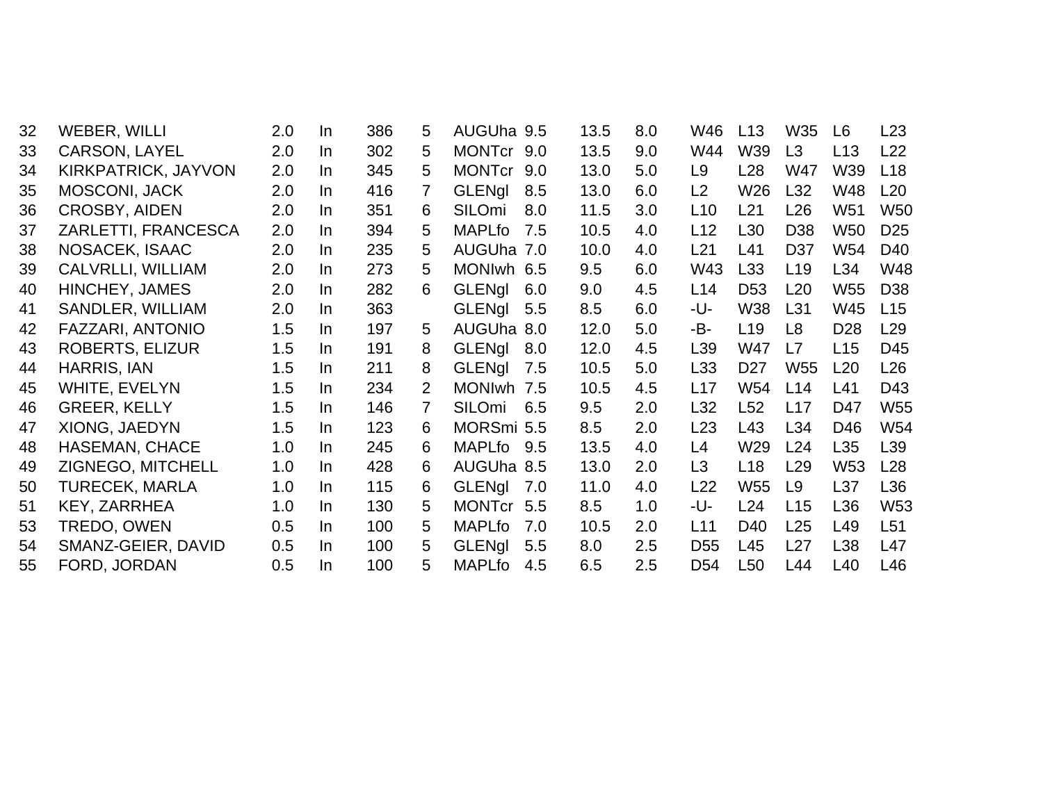| | | | | | | | | | | | | | | |
|---|---|---|---|---|---|---|---|---|---|---|---|---|---|---|
| 32 | WEBER, WILLI | 2.0 | In | 386 | 5 | AUGUha | 9.5 | 13.5 | 8.0 | W46 | L13 | W35 | L6 | L23 |
| 33 | CARSON, LAYEL | 2.0 | In | 302 | 5 | MONTcr | 9.0 | 13.5 | 9.0 | W44 | W39 | L3 | L13 | L22 |
| 34 | KIRKPATRICK, JAYVON | 2.0 | In | 345 | 5 | MONTcr | 9.0 | 13.0 | 5.0 | L9 | L28 | W47 | W39 | L18 |
| 35 | MOSCONI, JACK | 2.0 | In | 416 | 7 | GLENgl | 8.5 | 13.0 | 6.0 | L2 | W26 | L32 | W48 | L20 |
| 36 | CROSBY, AIDEN | 2.0 | In | 351 | 6 | SILOmi | 8.0 | 11.5 | 3.0 | L10 | L21 | L26 | W51 | W50 |
| 37 | ZARLETTI, FRANCESCA | 2.0 | In | 394 | 5 | MAPLfo | 7.5 | 10.5 | 4.0 | L12 | L30 | D38 | W50 | D25 |
| 38 | NOSACEK, ISAAC | 2.0 | In | 235 | 5 | AUGUha | 7.0 | 10.0 | 4.0 | L21 | L41 | D37 | W54 | D40 |
| 39 | CALVRLLI, WILLIAM | 2.0 | In | 273 | 5 | MONIwh | 6.5 | 9.5 | 6.0 | W43 | L33 | L19 | L34 | W48 |
| 40 | HINCHEY, JAMES | 2.0 | In | 282 | 6 | GLENgl | 6.0 | 9.0 | 4.5 | L14 | D53 | L20 | W55 | D38 |
| 41 | SANDLER, WILLIAM | 2.0 | In | 363 | | GLENgl | 5.5 | 8.5 | 6.0 | -U- | W38 | L31 | W45 | L15 |
| 42 | FAZZARI, ANTONIO | 1.5 | In | 197 | 5 | AUGUha | 8.0 | 12.0 | 5.0 | -B- | L19 | L8 | D28 | L29 |
| 43 | ROBERTS, ELIZUR | 1.5 | In | 191 | 8 | GLENgl | 8.0 | 12.0 | 4.5 | L39 | W47 | L7 | L15 | D45 |
| 44 | HARRIS, IAN | 1.5 | In | 211 | 8 | GLENgl | 7.5 | 10.5 | 5.0 | L33 | D27 | W55 | L20 | L26 |
| 45 | WHITE, EVELYN | 1.5 | In | 234 | 2 | MONIwh | 7.5 | 10.5 | 4.5 | L17 | W54 | L14 | L41 | D43 |
| 46 | GREER, KELLY | 1.5 | In | 146 | 7 | SILOmi | 6.5 | 9.5 | 2.0 | L32 | L52 | L17 | D47 | W55 |
| 47 | XIONG, JAEDYN | 1.5 | In | 123 | 6 | MORSmi | 5.5 | 8.5 | 2.0 | L23 | L43 | L34 | D46 | W54 |
| 48 | HASEMAN, CHACE | 1.0 | In | 245 | 6 | MAPLfo | 9.5 | 13.5 | 4.0 | L4 | W29 | L24 | L35 | L39 |
| 49 | ZIGNEGO, MITCHELL | 1.0 | In | 428 | 6 | AUGUha | 8.5 | 13.0 | 2.0 | L3 | L18 | L29 | W53 | L28 |
| 50 | TURECEK, MARLA | 1.0 | In | 115 | 6 | GLENgl | 7.0 | 11.0 | 4.0 | L22 | W55 | L9 | L37 | L36 |
| 51 | KEY, ZARRHEA | 1.0 | In | 130 | 5 | MONTcr | 5.5 | 8.5 | 1.0 | -U- | L24 | L15 | L36 | W53 |
| 53 | TREDO, OWEN | 0.5 | In | 100 | 5 | MAPLfo | 7.0 | 10.5 | 2.0 | L11 | D40 | L25 | L49 | L51 |
| 54 | SMANZ-GEIER, DAVID | 0.5 | In | 100 | 5 | GLENgl | 5.5 | 8.0 | 2.5 | D55 | L45 | L27 | L38 | L47 |
| 55 | FORD, JORDAN | 0.5 | In | 100 | 5 | MAPLfo | 4.5 | 6.5 | 2.5 | D54 | L50 | L44 | L40 | L46 |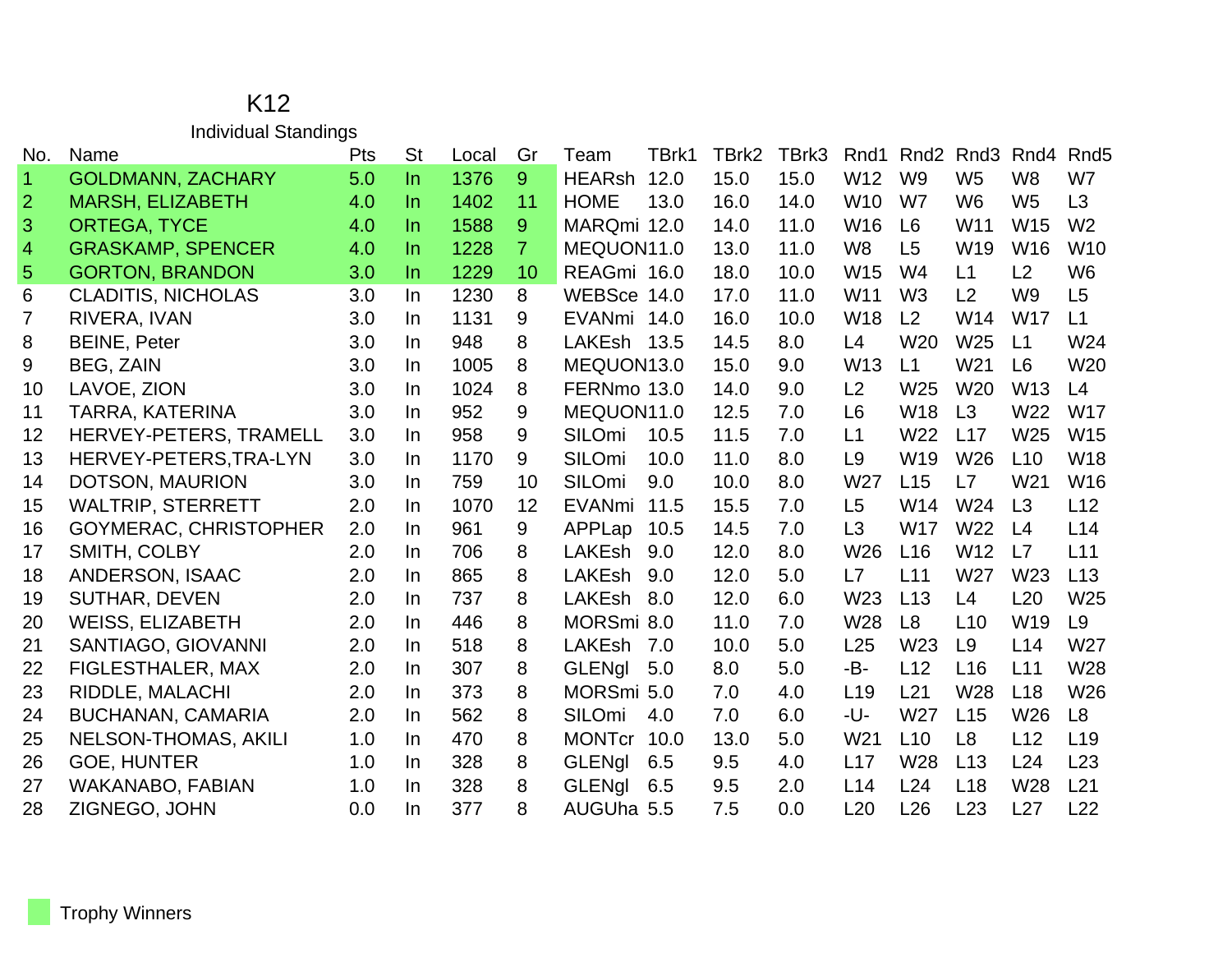# K12

## Individual Standings

| No. | Name | Pts | St | Local | Gr | Team | TBrk1 | TBrk2 | TBrk3 | Rnd1 | Rnd2 | Rnd3 | Rnd4 | Rnd5 |
|---|---|---|---|---|---|---|---|---|---|---|---|---|---|---|
| 1 | GOLDMANN, ZACHARY | 5.0 | In | 1376 | 9 | HEARsh | 12.0 | 15.0 | 15.0 | W12 | W9 | W5 | W8 | W7 |
| 2 | MARSH, ELIZABETH | 4.0 | In | 1402 | 11 | HOME | 13.0 | 16.0 | 14.0 | W10 | W7 | W6 | W5 | L3 |
| 3 | ORTEGA, TYCE | 4.0 | In | 1588 | 9 | MARQmi | 12.0 | 14.0 | 11.0 | W16 | L6 | W11 | W15 | W2 |
| 4 | GRASKAMP, SPENCER | 4.0 | In | 1228 | 7 | MEQUON | 11.0 | 13.0 | 11.0 | W8 | L5 | W19 | W16 | W10 |
| 5 | GORTON, BRANDON | 3.0 | In | 1229 | 10 | REAGmi | 16.0 | 18.0 | 10.0 | W15 | W4 | L1 | L2 | W6 |
| 6 | CLADITIS, NICHOLAS | 3.0 | In | 1230 | 8 | WEBSce | 14.0 | 17.0 | 11.0 | W11 | W3 | L2 | W9 | L5 |
| 7 | RIVERA, IVAN | 3.0 | In | 1131 | 9 | EVANmi | 14.0 | 16.0 | 10.0 | W18 | L2 | W14 | W17 | L1 |
| 8 | BEINE, Peter | 3.0 | In | 948 | 8 | LAKEsh | 13.5 | 14.5 | 8.0 | L4 | W20 | W25 | L1 | W24 |
| 9 | BEG, ZAIN | 3.0 | In | 1005 | 8 | MEQUON | 13.0 | 15.0 | 9.0 | W13 | L1 | W21 | L6 | W20 |
| 10 | LAVOE, ZION | 3.0 | In | 1024 | 8 | FERNmo | 13.0 | 14.0 | 9.0 | L2 | W25 | W20 | W13 | L4 |
| 11 | TARRA, KATERINA | 3.0 | In | 952 | 9 | MEQUON | 11.0 | 12.5 | 7.0 | L6 | W18 | L3 | W22 | W17 |
| 12 | HERVEY-PETERS, TRAMELL | 3.0 | In | 958 | 9 | SILOmi | 10.5 | 11.5 | 7.0 | L1 | W22 | L17 | W25 | W15 |
| 13 | HERVEY-PETERS,TRA-LYN | 3.0 | In | 1170 | 9 | SILOmi | 10.0 | 11.0 | 8.0 | L9 | W19 | W26 | L10 | W18 |
| 14 | DOTSON, MAURION | 3.0 | In | 759 | 10 | SILOmi | 9.0 | 10.0 | 8.0 | W27 | L15 | L7 | W21 | W16 |
| 15 | WALTRIP, STERRETT | 2.0 | In | 1070 | 12 | EVANmi | 11.5 | 15.5 | 7.0 | L5 | W14 | W24 | L3 | L12 |
| 16 | GOYMERAC, CHRISTOPHER | 2.0 | In | 961 | 9 | APPLap | 10.5 | 14.5 | 7.0 | L3 | W17 | W22 | L4 | L14 |
| 17 | SMITH, COLBY | 2.0 | In | 706 | 8 | LAKEsh | 9.0 | 12.0 | 8.0 | W26 | L16 | W12 | L7 | L11 |
| 18 | ANDERSON, ISAAC | 2.0 | In | 865 | 8 | LAKEsh | 9.0 | 12.0 | 5.0 | L7 | L11 | W27 | W23 | L13 |
| 19 | SUTHAR, DEVEN | 2.0 | In | 737 | 8 | LAKEsh | 8.0 | 12.0 | 6.0 | W23 | L13 | L4 | L20 | W25 |
| 20 | WEISS, ELIZABETH | 2.0 | In | 446 | 8 | MORSmi | 8.0 | 11.0 | 7.0 | W28 | L8 | L10 | W19 | L9 |
| 21 | SANTIAGO, GIOVANNI | 2.0 | In | 518 | 8 | LAKEsh | 7.0 | 10.0 | 5.0 | L25 | W23 | L9 | L14 | W27 |
| 22 | FIGLESTHALER, MAX | 2.0 | In | 307 | 8 | GLENgl | 5.0 | 8.0 | 5.0 | -B- | L12 | L16 | L11 | W28 |
| 23 | RIDDLE, MALACHI | 2.0 | In | 373 | 8 | MORSmi | 5.0 | 7.0 | 4.0 | L19 | L21 | W28 | L18 | W26 |
| 24 | BUCHANAN, CAMARIA | 2.0 | In | 562 | 8 | SILOmi | 4.0 | 7.0 | 6.0 | -U- | W27 | L15 | W26 | L8 |
| 25 | NELSON-THOMAS, AKILI | 1.0 | In | 470 | 8 | MONTcr | 10.0 | 13.0 | 5.0 | W21 | L10 | L8 | L12 | L19 |
| 26 | GOE, HUNTER | 1.0 | In | 328 | 8 | GLENgl | 6.5 | 9.5 | 4.0 | L17 | W28 | L13 | L24 | L23 |
| 27 | WAKANABO, FABIAN | 1.0 | In | 328 | 8 | GLENgl | 6.5 | 9.5 | 2.0 | L14 | L24 | L18 | W28 | L21 |
| 28 | ZIGNEGO, JOHN | 0.0 | In | 377 | 8 | AUGUha | 5.5 | 7.5 | 0.0 | L20 | L26 | L23 | L27 | L22 |

Trophy Winners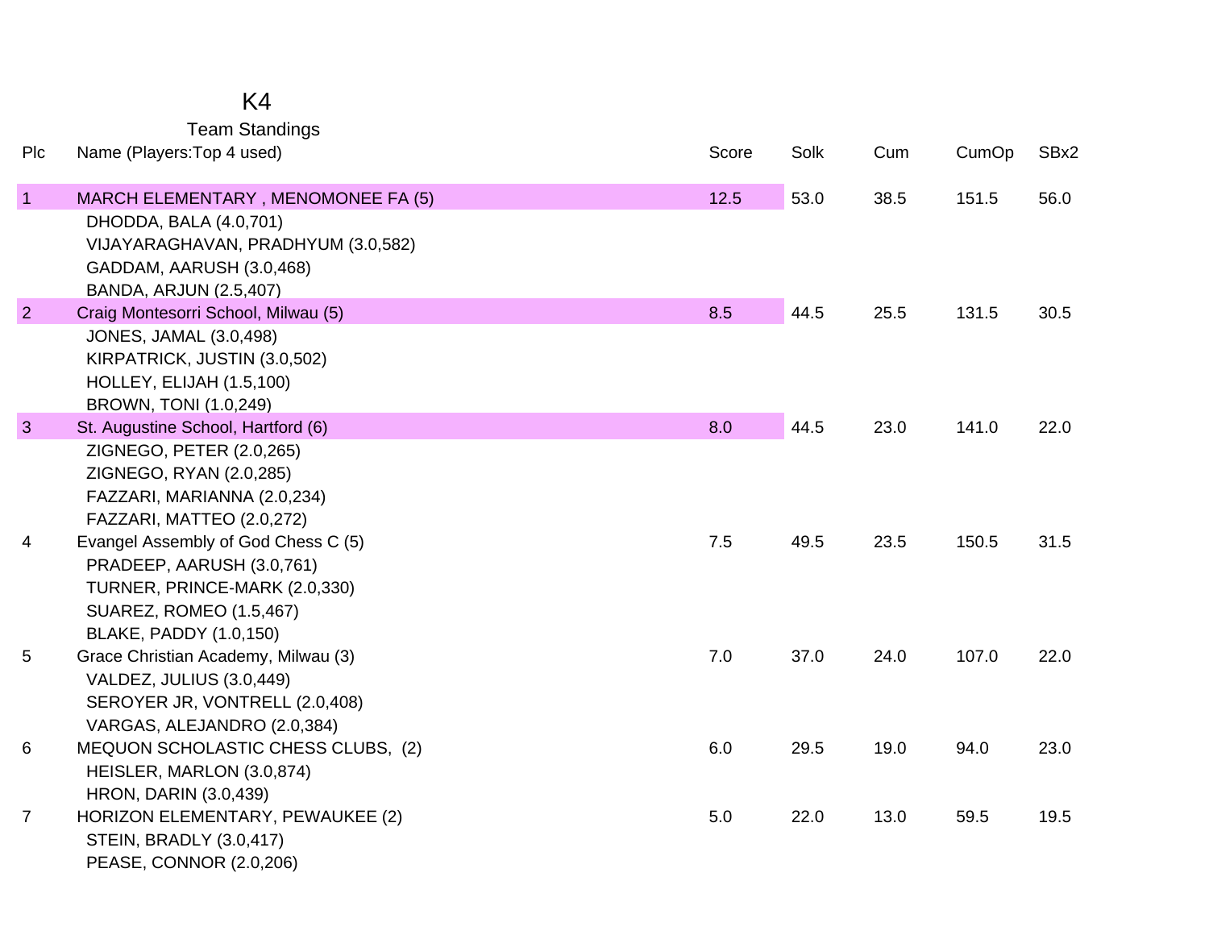# K4

## Team Standings

| Plc | Name (Players:Top 4 used) | Score | Solk | Cum | CumOp | SBx2 |
|---|---|---|---|---|---|---|
| 1 | MARCH ELEMENTARY , MENOMONEE FA (5) | 12.5 | 53.0 | 38.5 | 151.5 | 56.0 |
| | DHODDA, BALA (4.0,701) | | | | | |
| | VIJAYARAGHAVAN, PRADHYUM (3.0,582) | | | | | |
| | GADDAM, AARUSH (3.0,468) | | | | | |
| | BANDA, ARJUN (2.5,407) | | | | | |
| 2 | Craig Montesorri School, Milwau (5) | 8.5 | 44.5 | 25.5 | 131.5 | 30.5 |
| | JONES, JAMAL (3.0,498) | | | | | |
| | KIRPATRICK, JUSTIN (3.0,502) | | | | | |
| | HOLLEY, ELIJAH (1.5,100) | | | | | |
| | BROWN, TONI (1.0,249) | | | | | |
| 3 | St. Augustine School, Hartford (6) | 8.0 | 44.5 | 23.0 | 141.0 | 22.0 |
| | ZIGNEGO, PETER (2.0,265) | | | | | |
| | ZIGNEGO, RYAN (2.0,285) | | | | | |
| | FAZZARI, MARIANNA (2.0,234) | | | | | |
| | FAZZARI, MATTEO (2.0,272) | | | | | |
| 4 | Evangel Assembly of God Chess C (5) | 7.5 | 49.5 | 23.5 | 150.5 | 31.5 |
| | PRADEEP, AARUSH (3.0,761) | | | | | |
| | TURNER, PRINCE-MARK (2.0,330) | | | | | |
| | SUAREZ, ROMEO (1.5,467) | | | | | |
| | BLAKE, PADDY (1.0,150) | | | | | |
| 5 | Grace Christian Academy, Milwau (3) | 7.0 | 37.0 | 24.0 | 107.0 | 22.0 |
| | VALDEZ, JULIUS (3.0,449) | | | | | |
| | SEROYER JR, VONTRELL (2.0,408) | | | | | |
| | VARGAS, ALEJANDRO (2.0,384) | | | | | |
| 6 | MEQUON SCHOLASTIC CHESS CLUBS, (2) | 6.0 | 29.5 | 19.0 | 94.0 | 23.0 |
| | HEISLER, MARLON (3.0,874) | | | | | |
| | HRON, DARIN (3.0,439) | | | | | |
| 7 | HORIZON ELEMENTARY, PEWAUKEE (2) | 5.0 | 22.0 | 13.0 | 59.5 | 19.5 |
| | STEIN, BRADLY (3.0,417) | | | | | |
| | PEASE, CONNOR (2.0,206) | | | | | |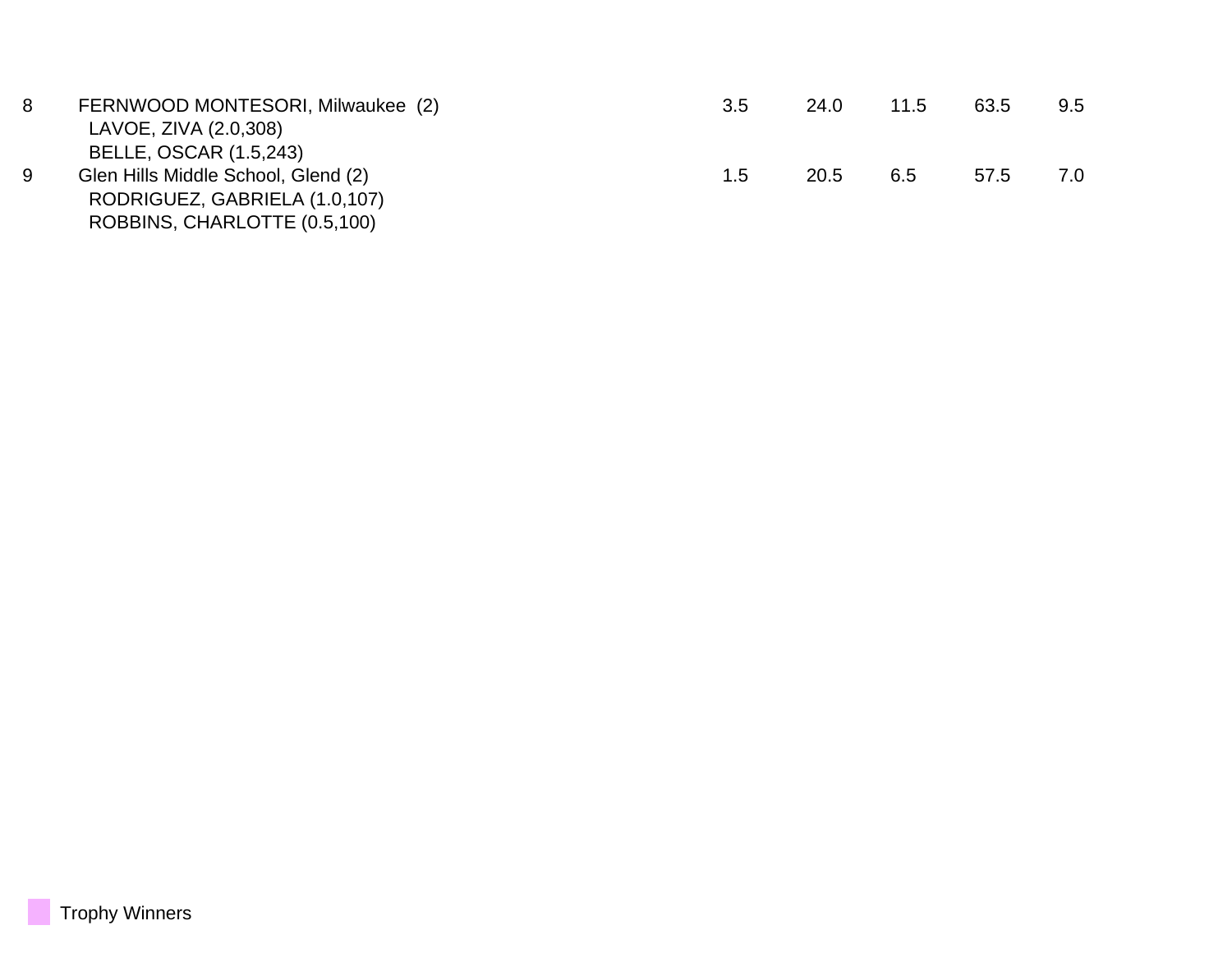| | | | | | | |
|---|---|---|---|---|---|---|
| 8 | FERNWOOD MONTESORI, Milwaukee (2) | 3.5 | 24.0 | 11.5 | 63.5 | 9.5 |
| | LAVOE, ZIVA (2.0,308) | | | | | |
| | BELLE, OSCAR (1.5,243) | | | | | |
| 9 | Glen Hills Middle School, Glend (2) | 1.5 | 20.5 | 6.5 | 57.5 | 7.0 |
| | RODRIGUEZ, GABRIELA (1.0,107) | | | | | |
| | ROBBINS, CHARLOTTE (0.5,100) | | | | | |

Trophy Winners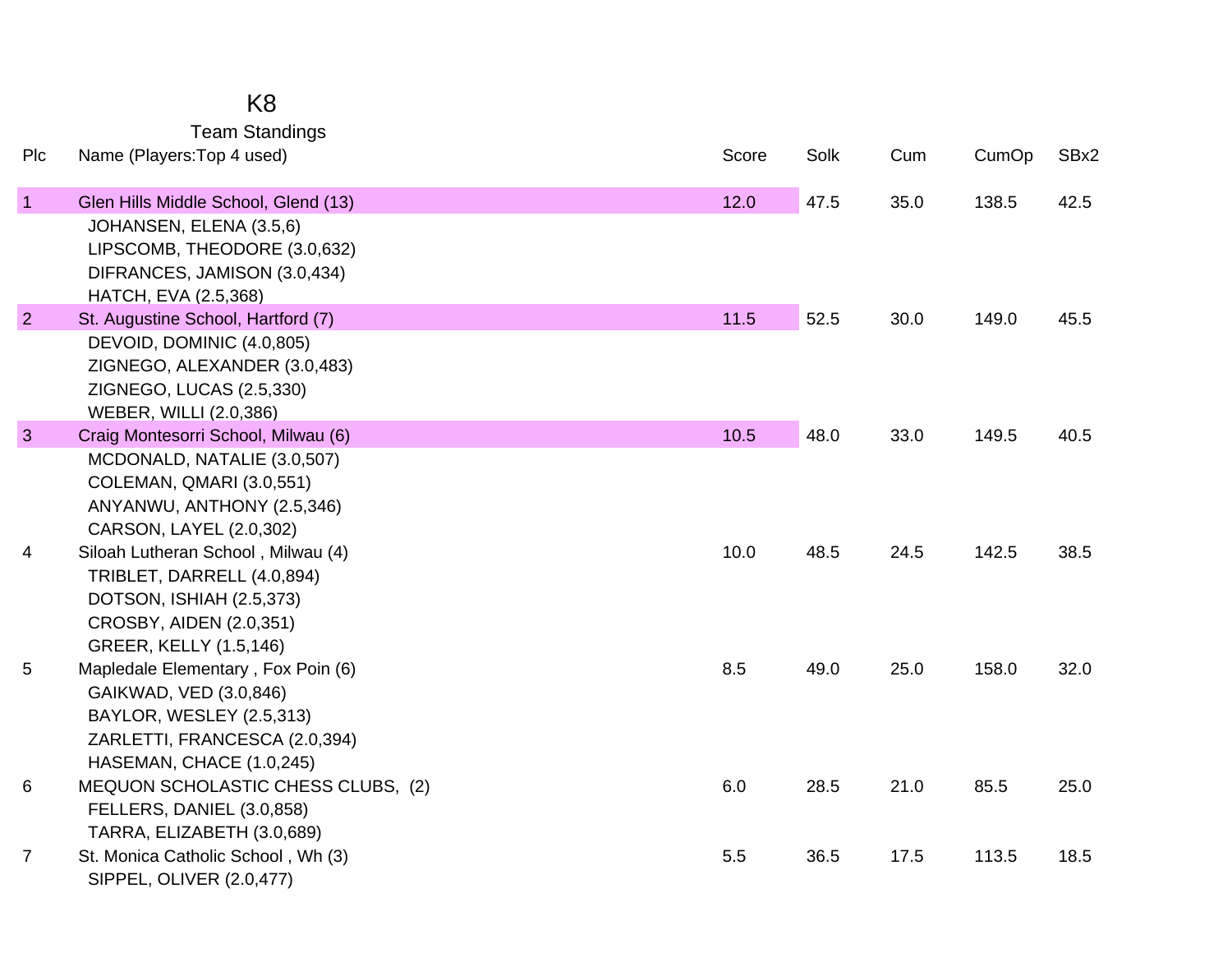# K8

## Team Standings

| Plc | Name (Players:Top 4 used) | Score | Solk | Cum | CumOp | SBx2 |
|---|---|---|---|---|---|---|
| 1 | Glen Hills Middle School, Glend (13) | 12.0 | 47.5 | 35.0 | 138.5 | 42.5 |
| | JOHANSEN, ELENA (3.5,6) | | | | | |
| | LIPSCOMB, THEODORE (3.0,632) | | | | | |
| | DIFRANCES, JAMISON (3.0,434) | | | | | |
| | HATCH, EVA (2.5,368) | | | | | |
| 2 | St. Augustine School, Hartford (7) | 11.5 | 52.5 | 30.0 | 149.0 | 45.5 |
| | DEVOID, DOMINIC (4.0,805) | | | | | |
| | ZIGNEGO, ALEXANDER (3.0,483) | | | | | |
| | ZIGNEGO, LUCAS (2.5,330) | | | | | |
| | WEBER, WILLI (2.0,386) | | | | | |
| 3 | Craig Montesorri School, Milwau (6) | 10.5 | 48.0 | 33.0 | 149.5 | 40.5 |
| | MCDONALD, NATALIE (3.0,507) | | | | | |
| | COLEMAN, QMARI (3.0,551) | | | | | |
| | ANYANWU, ANTHONY (2.5,346) | | | | | |
| | CARSON, LAYEL (2.0,302) | | | | | |
| 4 | Siloah Lutheran School , Milwau (4) | 10.0 | 48.5 | 24.5 | 142.5 | 38.5 |
| | TRIBLET, DARRELL (4.0,894) | | | | | |
| | DOTSON, ISHIAH (2.5,373) | | | | | |
| | CROSBY, AIDEN (2.0,351) | | | | | |
| | GREER, KELLY (1.5,146) | | | | | |
| 5 | Mapledale Elementary , Fox Poin (6) | 8.5 | 49.0 | 25.0 | 158.0 | 32.0 |
| | GAIKWAD, VED (3.0,846) | | | | | |
| | BAYLOR, WESLEY (2.5,313) | | | | | |
| | ZARLETTI, FRANCESCA (2.0,394) | | | | | |
| | HASEMAN, CHACE (1.0,245) | | | | | |
| 6 | MEQUON SCHOLASTIC CHESS CLUBS, (2) | 6.0 | 28.5 | 21.0 | 85.5 | 25.0 |
| | FELLERS, DANIEL (3.0,858) | | | | | |
| | TARRA, ELIZABETH (3.0,689) | | | | | |
| 7 | St. Monica Catholic School , Wh (3) | 5.5 | 36.5 | 17.5 | 113.5 | 18.5 |
| | SIPPEL, OLIVER (2.0,477) | | | | | |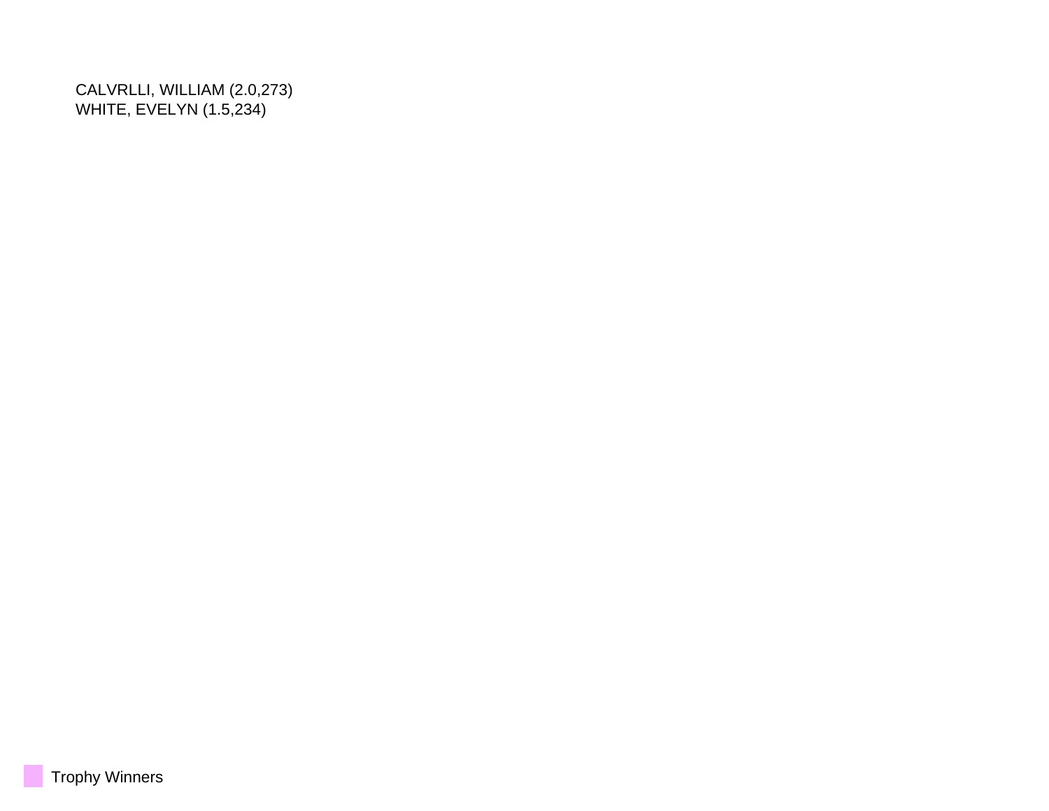CALVRLLI, WILLIAM (2.0,273)
WHITE, EVELYN (1.5,234)

Trophy Winners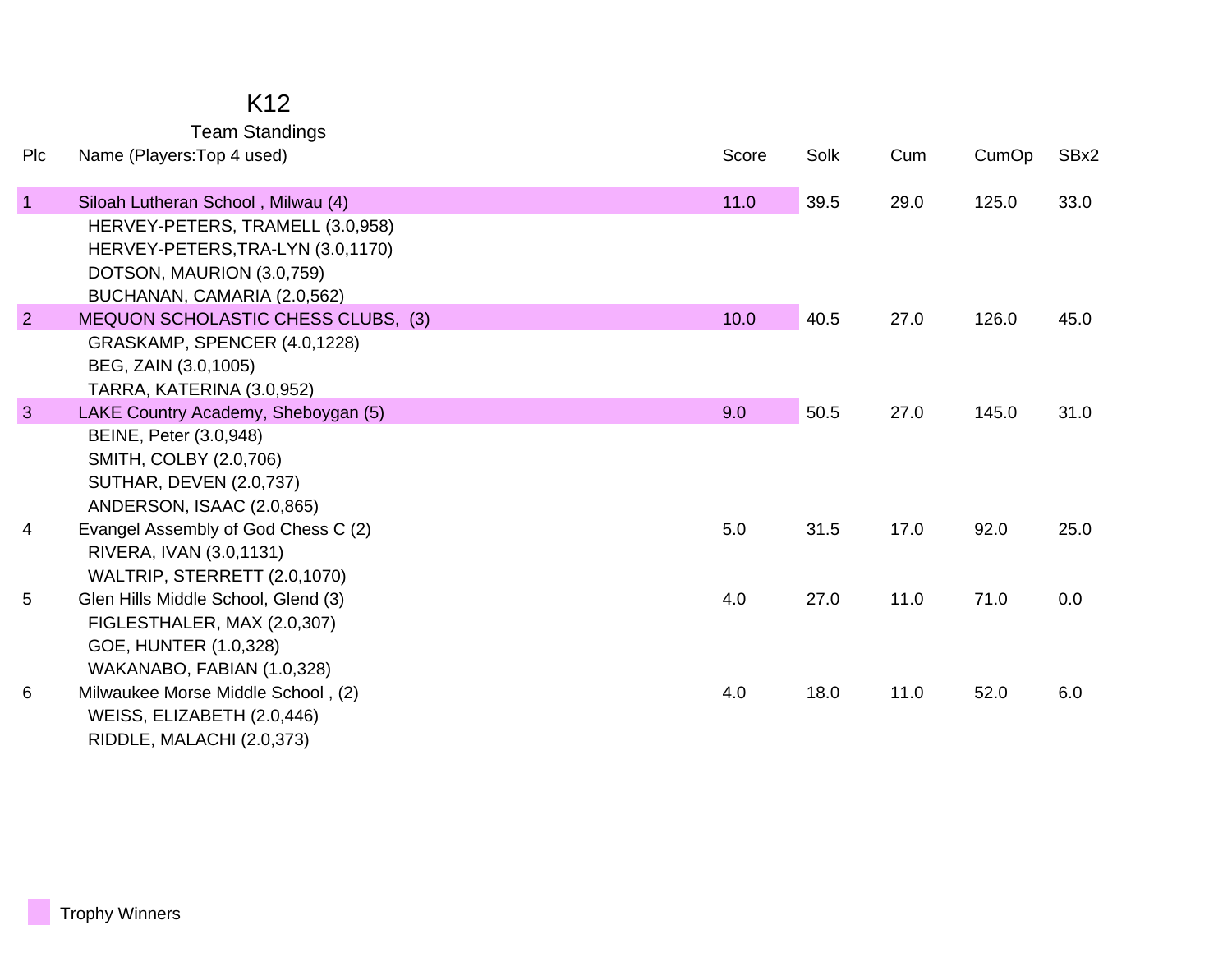# K12

## Team Standings

| Plc | Name (Players:Top 4 used) | Score | Solk | Cum | CumOp | SBx2 |
|---|---|---|---|---|---|---|
| 1 | Siloah Lutheran School , Milwau (4) | 11.0 | 39.5 | 29.0 | 125.0 | 33.0 |
| | HERVEY-PETERS, TRAMELL (3.0,958) | | | | | |
| | HERVEY-PETERS,TRA-LYN (3.0,1170) | | | | | |
| | DOTSON, MAURION (3.0,759) | | | | | |
| | BUCHANAN, CAMARIA (2.0,562) | | | | | |
| 2 | MEQUON SCHOLASTIC CHESS CLUBS, (3) | 10.0 | 40.5 | 27.0 | 126.0 | 45.0 |
| | GRASKAMP, SPENCER (4.0,1228) | | | | | |
| | BEG, ZAIN (3.0,1005) | | | | | |
| | TARRA, KATERINA (3.0,952) | | | | | |
| 3 | LAKE Country Academy, Sheboygan (5) | 9.0 | 50.5 | 27.0 | 145.0 | 31.0 |
| | BEINE, Peter (3.0,948) | | | | | |
| | SMITH, COLBY (2.0,706) | | | | | |
| | SUTHAR, DEVEN (2.0,737) | | | | | |
| | ANDERSON, ISAAC (2.0,865) | | | | | |
| 4 | Evangel Assembly of God Chess C (2) | 5.0 | 31.5 | 17.0 | 92.0 | 25.0 |
| | RIVERA, IVAN (3.0,1131) | | | | | |
| | WALTRIP, STERRETT (2.0,1070) | | | | | |
| 5 | Glen Hills Middle School, Glend (3) | 4.0 | 27.0 | 11.0 | 71.0 | 0.0 |
| | FIGLESTHALER, MAX (2.0,307) | | | | | |
| | GOE, HUNTER (1.0,328) | | | | | |
| | WAKANABO, FABIAN (1.0,328) | | | | | |
| 6 | Milwaukee Morse Middle School , (2) | 4.0 | 18.0 | 11.0 | 52.0 | 6.0 |
| | WEISS, ELIZABETH (2.0,446) | | | | | |
| | RIDDLE, MALACHI (2.0,373) | | | | | |

Trophy Winners